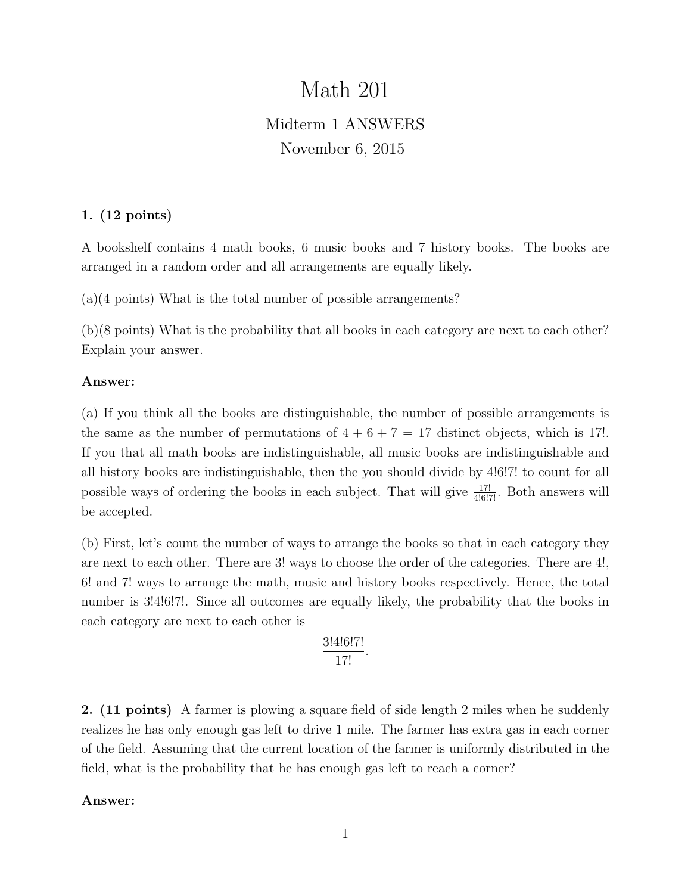# Math 201

## Midterm 1 ANSWERS

November 6, 2015

**1. (12 points)**

A bookshelf contains 4 math books, 6 music books and 7 history books. The books are arranged in a random order and all arrangements are equally likely.

(a)(4 points) What is the total number of possible arrangements?

(b)(8 points) What is the probability that all books in each category are next to each other? Explain your answer.

**Answer:**

(a) If you think all the books are distinguishable, the number of possible arrangements is the same as the number of permutations of $4 + 6 + 7 = 17$ distinct objects, which is $17!$. If you that all math books are indistinguishable, all music books are indistinguishable and all history books are indistinguishable, then the you should divide by $4!6!7!$ to count for all possible ways of ordering the books in each subject. That will give $\frac{17!}{4!6!7!}$. Both answers will be accepted.

(b) First, let's count the number of ways to arrange the books so that in each category they are next to each other. There are $3!$ ways to choose the order of the categories. There are $4!$, $6!$ and $7!$ ways to arrange the math, music and history books respectively. Hence, the total number is $3!4!6!7!$. Since all outcomes are equally likely, the probability that the books in each category are next to each other is

$$\frac{3!4!6!7!}{17!}.$$

**2. (11 points)** A farmer is plowing a square field of side length 2 miles when he suddenly realizes he has only enough gas left to drive 1 mile. The farmer has extra gas in each corner of the field. Assuming that the current location of the farmer is uniformly distributed in the field, what is the probability that he has enough gas left to reach a corner?

**Answer:**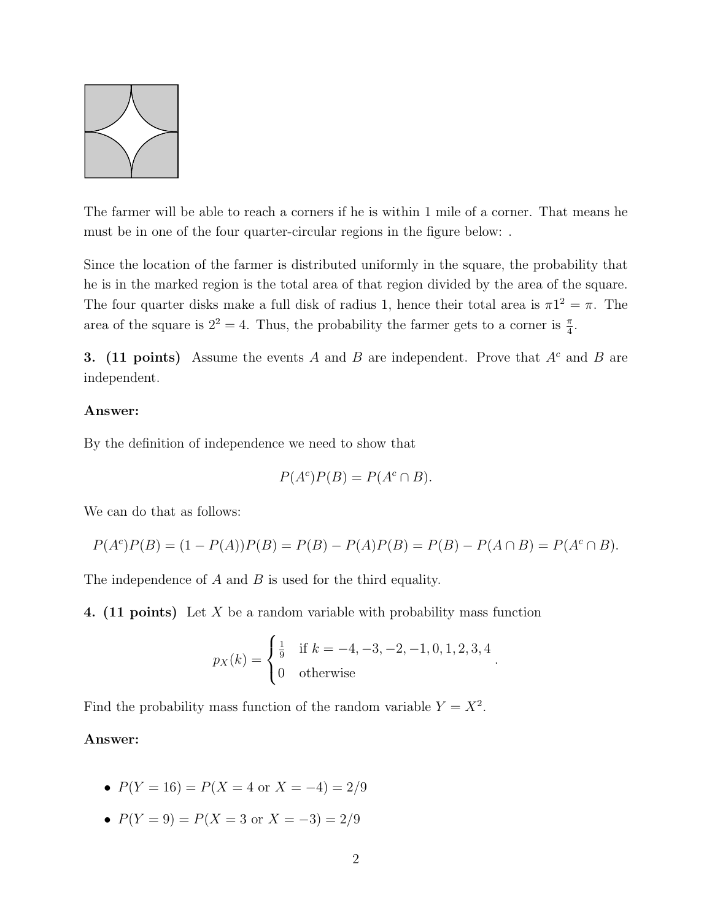The farmer will be able to reach a corners if he is within 1 mile of a corner. That means he must be in one of the four quarter-circular regions in the figure below: .

Since the location of the farmer is distributed uniformly in the square, the probability that he is in the marked region is the total area of that region divided by the area of the square. The four quarter disks make a full disk of radius 1, hence their total area is $\pi 1^2 = \pi$. The area of the square is $2^2 = 4$. Thus, the probability the farmer gets to a corner is $\frac{\pi}{4}$.

**3. (11 points)** Assume the events $A$ and $B$ are independent. Prove that $A^c$ and $B$ are independent.

**Answer:**

By the definition of independence we need to show that

$$P(A^c)P(B) = P(A^c \cap B).$$

We can do that as follows:

$$P(A^c)P(B) = (1 - P(A))P(B) = P(B) - P(A)P(B) = P(B) - P(A \cap B) = P(A^c \cap B).$$

The independence of $A$ and $B$ is used for the third equality.

**4. (11 points)** Let $X$ be a random variable with probability mass function

$$p_X(k) = \begin{cases} \frac{1}{9} & \text{if } k = -4, -3, -2, -1, 0, 1, 2, 3, 4 \\ 0 & \text{otherwise} \end{cases}.$$

Find the probability mass function of the random variable $Y = X^2$.

**Answer:**

- $P(Y = 16) = P(X = 4 \text{ or } X = -4) = 2/9$
- $P(Y = 9) = P(X = 3 \text{ or } X = -3) = 2/9$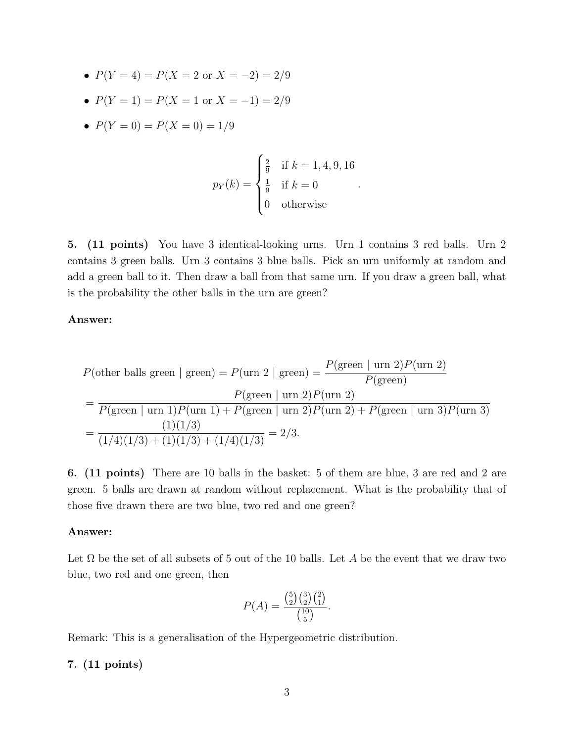- $P(Y = 4) = P(X = 2 \text{ or } X = -2) = 2/9$
- $P(Y = 1) = P(X = 1 \text{ or } X = -1) = 2/9$
- $P(Y = 0) = P(X = 0) = 1/9$

$$p_Y(k) = \begin{cases} \frac{2}{9} & \text{if } k = 1, 4, 9, 16 \\ \frac{1}{9} & \text{if } k = 0 \\ 0 & \text{otherwise} \end{cases}.$$

**5. (11 points)** You have 3 identical-looking urns. Urn 1 contains 3 red balls. Urn 2 contains 3 green balls. Urn 3 contains 3 blue balls. Pick an urn uniformly at random and add a green ball to it. Then draw a ball from that same urn. If you draw a green ball, what is the probability the other balls in the urn are green?

**Answer:**

$$P(\text{other balls green} \mid \text{green}) = P(\text{urn 2} \mid \text{green}) = \frac{P(\text{green} \mid \text{urn 2})P(\text{urn 2})}{P(\text{green})}$$

$$= \frac{P(\text{green} \mid \text{urn 2})P(\text{urn 2})}{P(\text{green} \mid \text{urn 1})P(\text{urn 1}) + P(\text{green} \mid \text{urn 2})P(\text{urn 2}) + P(\text{green} \mid \text{urn 3})P(\text{urn 3})}$$

$$= \frac{(1)(1/3)}{(1/4)(1/3) + (1)(1/3) + (1/4)(1/3)} = 2/3.$$

**6. (11 points)** There are 10 balls in the basket: 5 of them are blue, 3 are red and 2 are green. 5 balls are drawn at random without replacement. What is the probability that of those five drawn there are two blue, two red and one green?

**Answer:**

Let $\Omega$ be the set of all subsets of 5 out of the 10 balls. Let $A$ be the event that we draw two blue, two red and one green, then

$$P(A) = \frac{\binom{5}{2}\binom{3}{2}\binom{2}{1}}{\binom{10}{5}}.$$

Remark: This is a generalisation of the Hypergeometric distribution.

**7. (11 points)**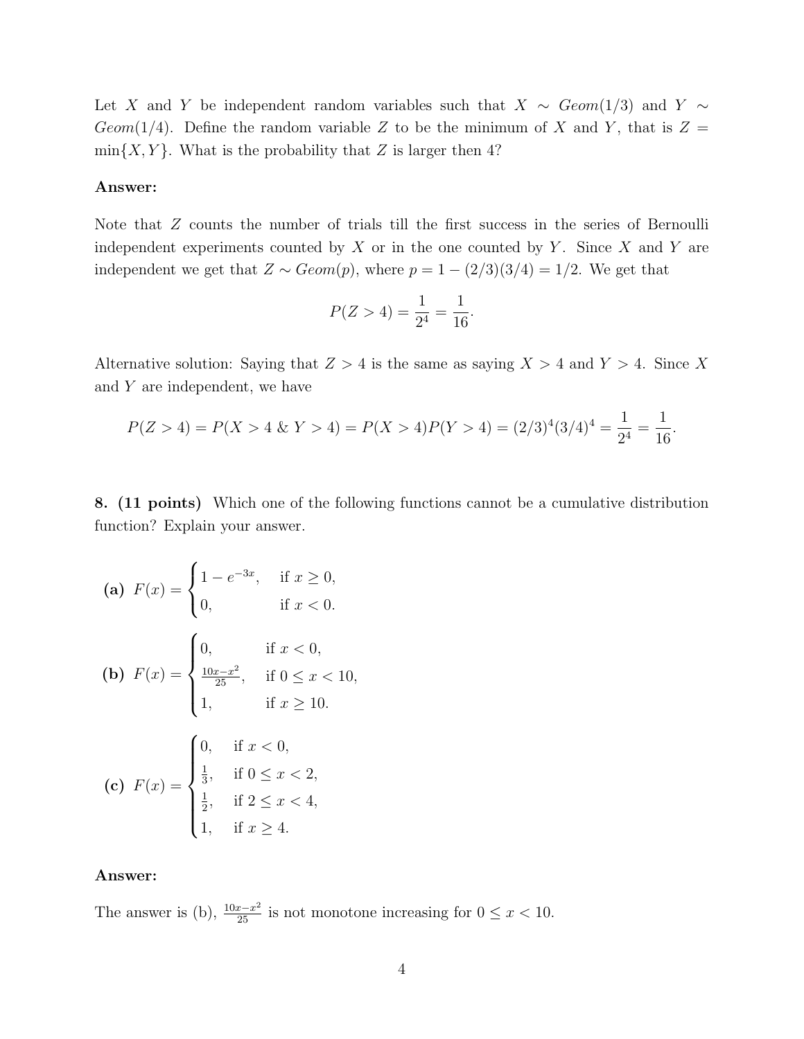Let $X$ and $Y$ be independent random variables such that $X \sim Geom(1/3)$ and $Y \sim Geom(1/4)$. Define the random variable $Z$ to be the minimum of $X$ and $Y$, that is $Z = \min\{X, Y\}$. What is the probability that $Z$ is larger then 4?

**Answer:**

Note that $Z$ counts the number of trials till the first success in the series of Bernoulli independent experiments counted by $X$ or in the one counted by $Y$. Since $X$ and $Y$ are independent we get that $Z \sim Geom(p)$, where $p = 1 - (2/3)(3/4) = 1/2$. We get that

$$P(Z > 4) = \frac{1}{2^4} = \frac{1}{16}.$$

Alternative solution: Saying that $Z > 4$ is the same as saying $X > 4$ and $Y > 4$. Since $X$ and $Y$ are independent, we have

$$P(Z > 4) = P(X > 4 \ \& \ Y > 4) = P(X > 4)P(Y > 4) = (2/3)^4(3/4)^4 = \frac{1}{2^4} = \frac{1}{16}.$$

**8. (11 points)** Which one of the following functions cannot be a cumulative distribution function? Explain your answer.

**(a)** $F(x) = \begin{cases} 1 - e^{-3x}, & \text{if } x \geq 0, \\ 0, & \text{if } x < 0. \end{cases}$

**(b)** $F(x) = \begin{cases} 0, & \text{if } x < 0, \\ \frac{10x - x^2}{25}, & \text{if } 0 \leq x < 10, \\ 1, & \text{if } x \geq 10. \end{cases}$

**(c)** $F(x) = \begin{cases} 0, & \text{if } x < 0, \\ \frac{1}{3}, & \text{if } 0 \leq x < 2, \\ \frac{1}{2}, & \text{if } 2 \leq x < 4, \\ 1, & \text{if } x \geq 4. \end{cases}$

**Answer:**

The answer is (b), $\frac{10x - x^2}{25}$ is not monotone increasing for $0 \leq x < 10$.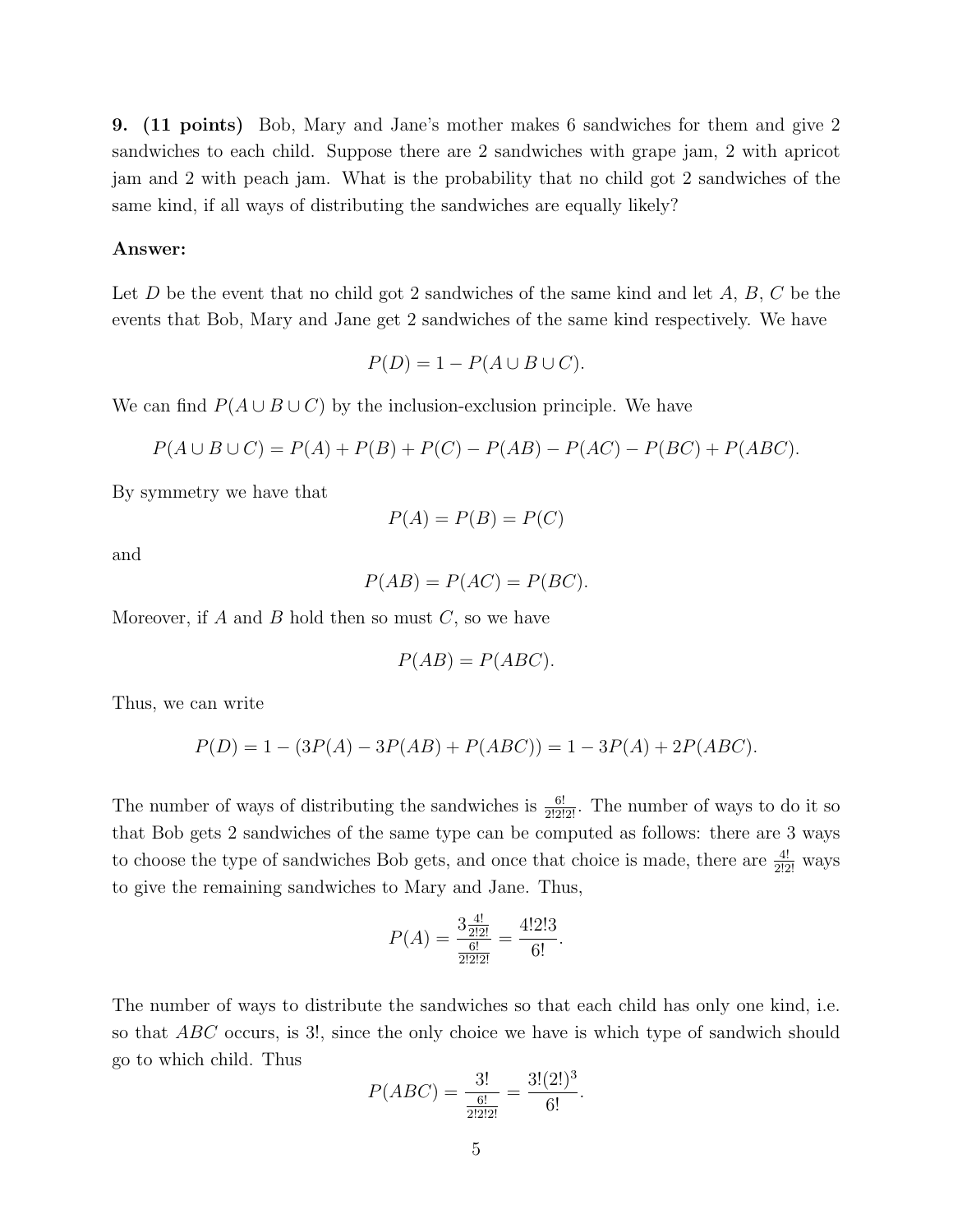**9. (11 points)** Bob, Mary and Jane's mother makes 6 sandwiches for them and give 2 sandwiches to each child. Suppose there are 2 sandwiches with grape jam, 2 with apricot jam and 2 with peach jam. What is the probability that no child got 2 sandwiches of the same kind, if all ways of distributing the sandwiches are equally likely?

**Answer:**

Let $D$ be the event that no child got 2 sandwiches of the same kind and let $A$, $B$, $C$ be the events that Bob, Mary and Jane get 2 sandwiches of the same kind respectively. We have

$$P(D) = 1 - P(A \cup B \cup C).$$

We can find $P(A \cup B \cup C)$ by the inclusion-exclusion principle. We have

$$P(A \cup B \cup C) = P(A) + P(B) + P(C) - P(AB) - P(AC) - P(BC) + P(ABC).$$

By symmetry we have that

$$P(A) = P(B) = P(C)$$

and

$$P(AB) = P(AC) = P(BC).$$

Moreover, if $A$ and $B$ hold then so must $C$, so we have

$$P(AB) = P(ABC).$$

Thus, we can write

$$P(D) = 1 - (3P(A) - 3P(AB) + P(ABC)) = 1 - 3P(A) + 2P(ABC).$$

The number of ways of distributing the sandwiches is $\frac{6!}{2!2!2!}$. The number of ways to do it so that Bob gets 2 sandwiches of the same type can be computed as follows: there are 3 ways to choose the type of sandwiches Bob gets, and once that choice is made, there are $\frac{4!}{2!2!}$ ways to give the remaining sandwiches to Mary and Jane. Thus,

$$P(A) = \frac{3\frac{4!}{2!2!}}{\frac{6!}{2!2!2!}} = \frac{4!2!3}{6!}.$$

The number of ways to distribute the sandwiches so that each child has only one kind, i.e. so that $ABC$ occurs, is 3!, since the only choice we have is which type of sandwich should go to which child. Thus

$$P(ABC) = \frac{3!}{\frac{6!}{2!2!2!}} = \frac{3!(2!)^3}{6!}.$$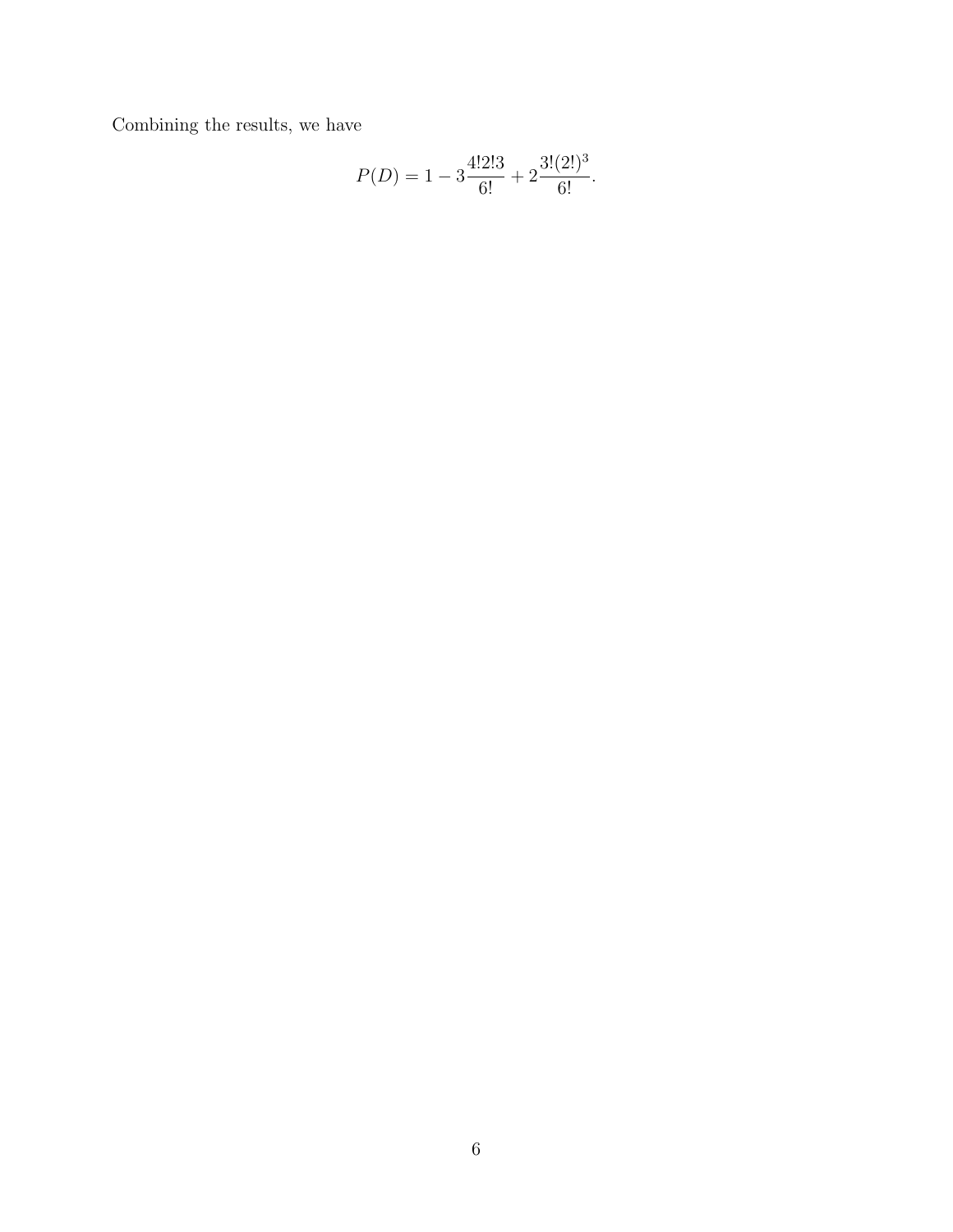Combining the results, we have

$$P(D) = 1 - 3\frac{4!2!3}{6!} + 2\frac{3!(2!)^3}{6!}.$$